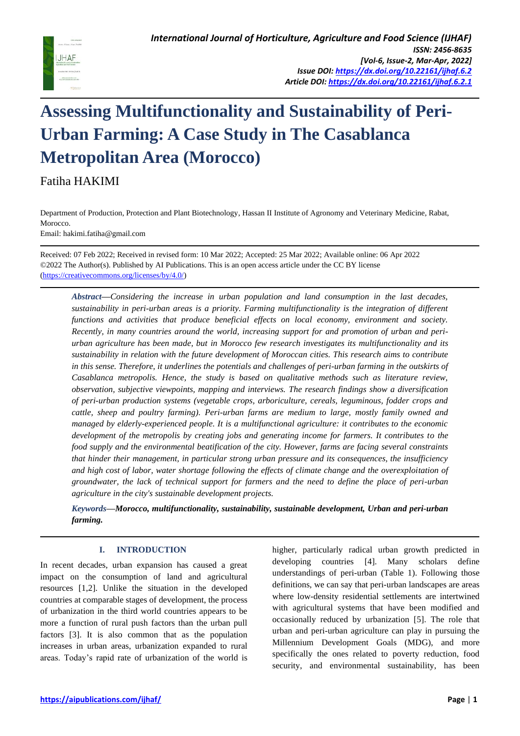# Assessing Multifunctionality and Sustainability of Peri-Urban Farming: A Case Study in The Casablanca Metropolitan Area (Morocco)

Fatiha HAKIMI

Department of Production, Protection and Plant Biotechnology, Hassan II Institute of Agronomy and Veterinary Medicine, Rabat, Morocco.
Email: hakimi.fatiha@gmail.com

Received: 07 Feb 2022; Received in revised form: 10 Mar 2022; Accepted: 25 Mar 2022; Available online: 06 Apr 2022
©2022 The Author(s). Published by AI Publications. This is an open access article under the CC BY license (https://creativecommons.org/licenses/by/4.0/)

***Abstract*—*Considering the increase in urban population and land consumption in the last decades, sustainability in peri-urban areas is a priority. Farming multifunctionality is the integration of different functions and activities that produce beneficial effects on local economy, environment and society. Recently, in many countries around the world, increasing support for and promotion of urban and peri-urban agriculture has been made, but in Morocco few research investigates its multifunctionality and its sustainability in relation with the future development of Moroccan cities. This research aims to contribute in this sense. Therefore, it underlines the potentials and challenges of peri-urban farming in the outskirts of Casablanca metropolis. Hence, the study is based on qualitative methods such as literature review, observation, subjective viewpoints, mapping and interviews. The research findings show a diversification of peri-urban production systems (vegetable crops, arboriculture, cereals, leguminous, fodder crops and cattle, sheep and poultry farming). Peri-urban farms are medium to large, mostly family owned and managed by elderly-experienced people. It is a multifunctional agriculture: it contributes to the economic development of the metropolis by creating jobs and generating income for farmers. It contributes to the food supply and the environmental beatification of the city. However, farms are facing several constraints that hinder their management, in particular strong urban pressure and its consequences, the insufficiency and high cost of labor, water shortage following the effects of climate change and the overexploitation of groundwater, the lack of technical support for farmers and the need to define the place of peri-urban agriculture in the city's sustainable development projects.*

***Keywords*—*Morocco, multifunctionality, sustainability, sustainable development, Urban and peri-urban farming.***

## I. INTRODUCTION

In recent decades, urban expansion has caused a great impact on the consumption of land and agricultural resources [1,2]. Unlike the situation in the developed countries at comparable stages of development, the process of urbanization in the third world countries appears to be more a function of rural push factors than the urban pull factors [3]. It is also common that as the population increases in urban areas, urbanization expanded to rural areas. Today's rapid rate of urbanization of the world is higher, particularly radical urban growth predicted in developing countries [4]. Many scholars define understandings of peri-urban (Table 1). Following those definitions, we can say that peri-urban landscapes are areas where low-density residential settlements are intertwined with agricultural systems that have been modified and occasionally reduced by urbanization [5]. The role that urban and peri-urban agriculture can play in pursuing the Millennium Development Goals (MDG), and more specifically the ones related to poverty reduction, food security, and environmental sustainability, has been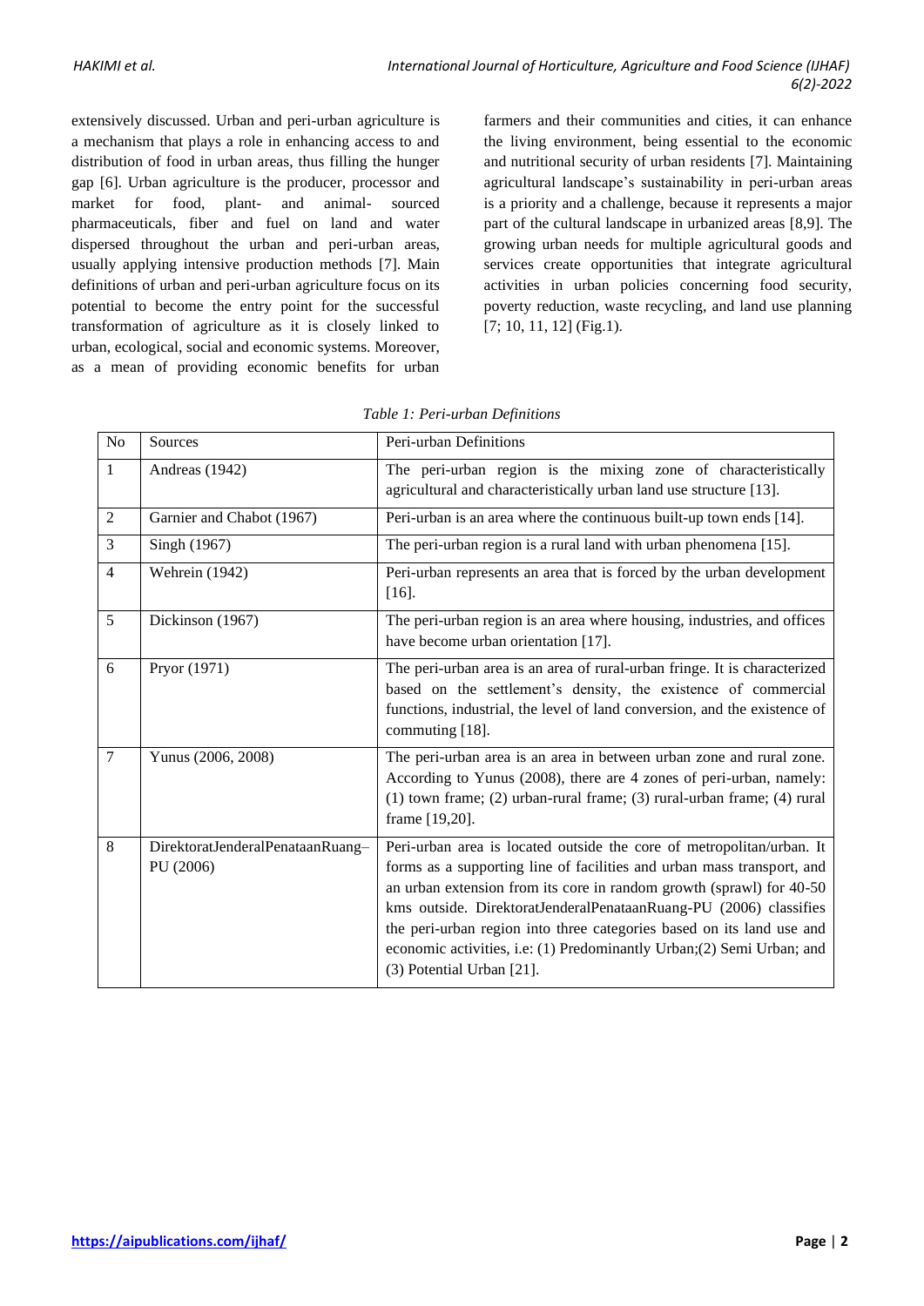extensively discussed. Urban and peri-urban agriculture is a mechanism that plays a role in enhancing access to and distribution of food in urban areas, thus filling the hunger gap [6]. Urban agriculture is the producer, processor and market for food, plant- and animal- sourced pharmaceuticals, fiber and fuel on land and water dispersed throughout the urban and peri-urban areas, usually applying intensive production methods [7]. Main definitions of urban and peri-urban agriculture focus on its potential to become the entry point for the successful transformation of agriculture as it is closely linked to urban, ecological, social and economic systems. Moreover, as a mean of providing economic benefits for urban farmers and their communities and cities, it can enhance the living environment, being essential to the economic and nutritional security of urban residents [7]. Maintaining agricultural landscape's sustainability in peri-urban areas is a priority and a challenge, because it represents a major part of the cultural landscape in urbanized areas [8,9]. The growing urban needs for multiple agricultural goods and services create opportunities that integrate agricultural activities in urban policies concerning food security, poverty reduction, waste recycling, and land use planning [7; 10, 11, 12] (Fig.1).

*Table 1: Peri-urban Definitions*

| No | Sources | Peri-urban Definitions |
|---|---|---|
| 1 | Andreas (1942) | The peri-urban region is the mixing zone of characteristically agricultural and characteristically urban land use structure [13]. |
| 2 | Garnier and Chabot (1967) | Peri-urban is an area where the continuous built-up town ends [14]. |
| 3 | Singh (1967) | The peri-urban region is a rural land with urban phenomena [15]. |
| 4 | Wehrein (1942) | Peri-urban represents an area that is forced by the urban development [16]. |
| 5 | Dickinson (1967) | The peri-urban region is an area where housing, industries, and offices have become urban orientation [17]. |
| 6 | Pryor (1971) | The peri-urban area is an area of rural-urban fringe. It is characterized based on the settlement's density, the existence of commercial functions, industrial, the level of land conversion, and the existence of commuting [18]. |
| 7 | Yunus (2006, 2008) | The peri-urban area is an area in between urban zone and rural zone. According to Yunus (2008), there are 4 zones of peri-urban, namely: (1) town frame; (2) urban-rural frame; (3) rural-urban frame; (4) rural frame [19,20]. |
| 8 | DirektoratJenderalPenataanRuang–PU (2006) | Peri-urban area is located outside the core of metropolitan/urban. It forms as a supporting line of facilities and urban mass transport, and an urban extension from its core in random growth (sprawl) for 40-50 kms outside. DirektoratJenderalPenataanRuang-PU (2006) classifies the peri-urban region into three categories based on its land use and economic activities, i.e: (1) Predominantly Urban;(2) Semi Urban; and (3) Potential Urban [21]. |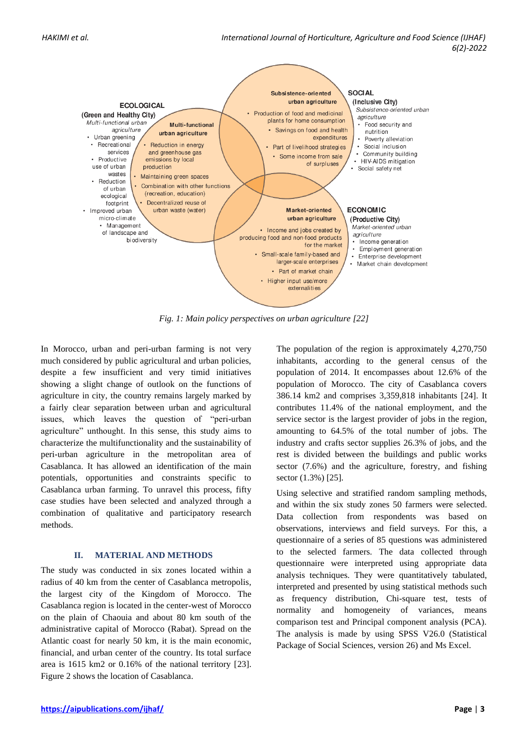ECOLOGICAL

(Green and Healthy City)

*Multi-functional urban agriculture*

- Urban greening
- Recreational services
- Productive use of urban wastes
- Reduction of urban ecological footprint
- Improved urban micro-climate
- Management of landscape and biodiversity

**Multi-functional urban agriculture**

- Reduction in energy and greenhouse gas emissions by local production
- Maintaining green spaces
- Combination with other functions (recreation, education)
- Decentralized reuse of urban waste (water)

**Subsistence-oriented urban agriculture**

- Production of food and medicinal plants for home consumption
- Savings on food and health expenditures
- Part of livelihood strategies
- Some income from sale of surpluses

SOCIAL

(Inclusive City)

*Subsistence-oriented urban agriculture*

- Food security and nutrition
- Poverty alleviation
- Social inclusion
- Community building
- HIV-AIDS mitigation
- Social safety net

**Market-oriented urban agriculture**

- Income and jobs created by producing food and non-food products for the market
- Small-scale family-based and larger-scale enterprises
- Part of market chain
- Higher input use/more externalities

ECONOMIC

(Productive City)

*Market-oriented urban agriculture*

- Income generation
- Employment generation
- Enterprise development
- Market chain development

*Fig. 1: Main policy perspectives on urban agriculture [22]*

In Morocco, urban and peri-urban farming is not very much considered by public agricultural and urban policies, despite a few insufficient and very timid initiatives showing a slight change of outlook on the functions of agriculture in city, the country remains largely marked by a fairly clear separation between urban and agricultural issues, which leaves the question of "peri-urban agriculture" unthought. In this sense, this study aims to characterize the multifunctionality and the sustainability of peri-urban agriculture in the metropolitan area of Casablanca. It has allowed an identification of the main potentials, opportunities and constraints specific to Casablanca urban farming. To unravel this process, fifty case studies have been selected and analyzed through a combination of qualitative and participatory research methods.

## II. MATERIAL AND METHODS

The study was conducted in six zones located within a radius of 40 km from the center of Casablanca metropolis, the largest city of the Kingdom of Morocco. The Casablanca region is located in the center-west of Morocco on the plain of Chaouia and about 80 km south of the administrative capital of Morocco (Rabat). Spread on the Atlantic coast for nearly 50 km, it is the main economic, financial, and urban center of the country. Its total surface area is 1615 km2 or 0.16% of the national territory [23]. Figure 2 shows the location of Casablanca.

The population of the region is approximately 4,270,750 inhabitants, according to the general census of the population of 2014. It encompasses about 12.6% of the population of Morocco. The city of Casablanca covers 386.14 km2 and comprises 3,359,818 inhabitants [24]. It contributes 11.4% of the national employment, and the service sector is the largest provider of jobs in the region, amounting to 64.5% of the total number of jobs. The industry and crafts sector supplies 26.3% of jobs, and the rest is divided between the buildings and public works sector (7.6%) and the agriculture, forestry, and fishing sector (1.3%) [25].

Using selective and stratified random sampling methods, and within the six study zones 50 farmers were selected. Data collection from respondents was based on observations, interviews and field surveys. For this, a questionnaire of a series of 85 questions was administered to the selected farmers. The data collected through questionnaire were interpreted using appropriate data analysis techniques. They were quantitatively tabulated, interpreted and presented by using statistical methods such as frequency distribution, Chi-square test, tests of normality and homogeneity of variances, means comparison test and Principal component analysis (PCA). The analysis is made by using SPSS V26.0 (Statistical Package of Social Sciences, version 26) and Ms Excel.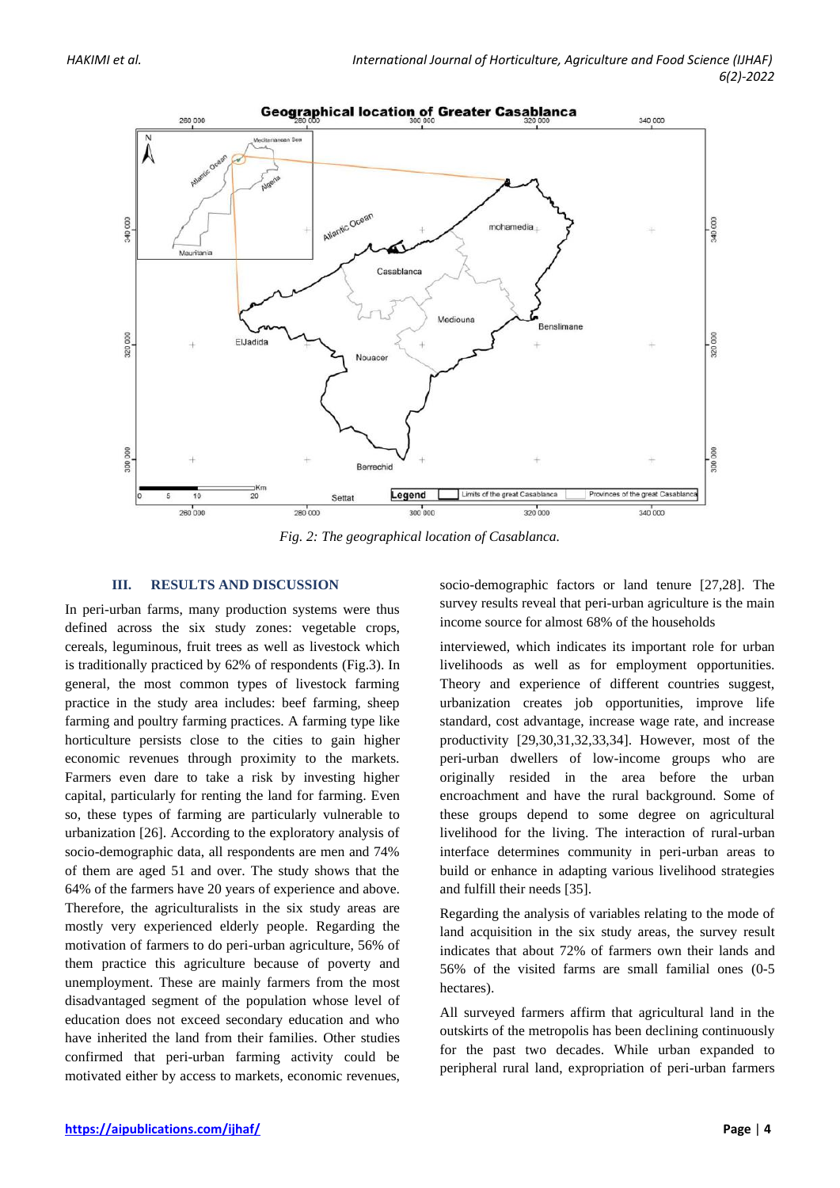Fig. 2: The geographical location of Casablanca.

## III. RESULTS AND DISCUSSION

In peri-urban farms, many production systems were thus defined across the six study zones: vegetable crops, cereals, leguminous, fruit trees as well as livestock which is traditionally practiced by 62% of respondents (Fig.3). In general, the most common types of livestock farming practice in the study area includes: beef farming, sheep farming and poultry farming practices. A farming type like horticulture persists close to the cities to gain higher economic revenues through proximity to the markets. Farmers even dare to take a risk by investing higher capital, particularly for renting the land for farming. Even so, these types of farming are particularly vulnerable to urbanization [26]. According to the exploratory analysis of socio-demographic data, all respondents are men and 74% of them are aged 51 and over. The study shows that the 64% of the farmers have 20 years of experience and above. Therefore, the agriculturalists in the six study areas are mostly very experienced elderly people. Regarding the motivation of farmers to do peri-urban agriculture, 56% of them practice this agriculture because of poverty and unemployment. These are mainly farmers from the most disadvantaged segment of the population whose level of education does not exceed secondary education and who have inherited the land from their families. Other studies confirmed that peri-urban farming activity could be motivated either by access to markets, economic revenues, socio-demographic factors or land tenure [27,28]. The survey results reveal that peri-urban agriculture is the main income source for almost 68% of the households

interviewed, which indicates its important role for urban livelihoods as well as for employment opportunities. Theory and experience of different countries suggest, urbanization creates job opportunities, improve life standard, cost advantage, increase wage rate, and increase productivity [29,30,31,32,33,34]. However, most of the peri-urban dwellers of low-income groups who are originally resided in the area before the urban encroachment and have the rural background. Some of these groups depend to some degree on agricultural livelihood for the living. The interaction of rural-urban interface determines community in peri-urban areas to build or enhance in adapting various livelihood strategies and fulfill their needs [35].

Regarding the analysis of variables relating to the mode of land acquisition in the six study areas, the survey result indicates that about 72% of farmers own their lands and 56% of the visited farms are small familial ones (0-5 hectares).

All surveyed farmers affirm that agricultural land in the outskirts of the metropolis has been declining continuously for the past two decades. While urban expanded to peripheral rural land, expropriation of peri-urban farmers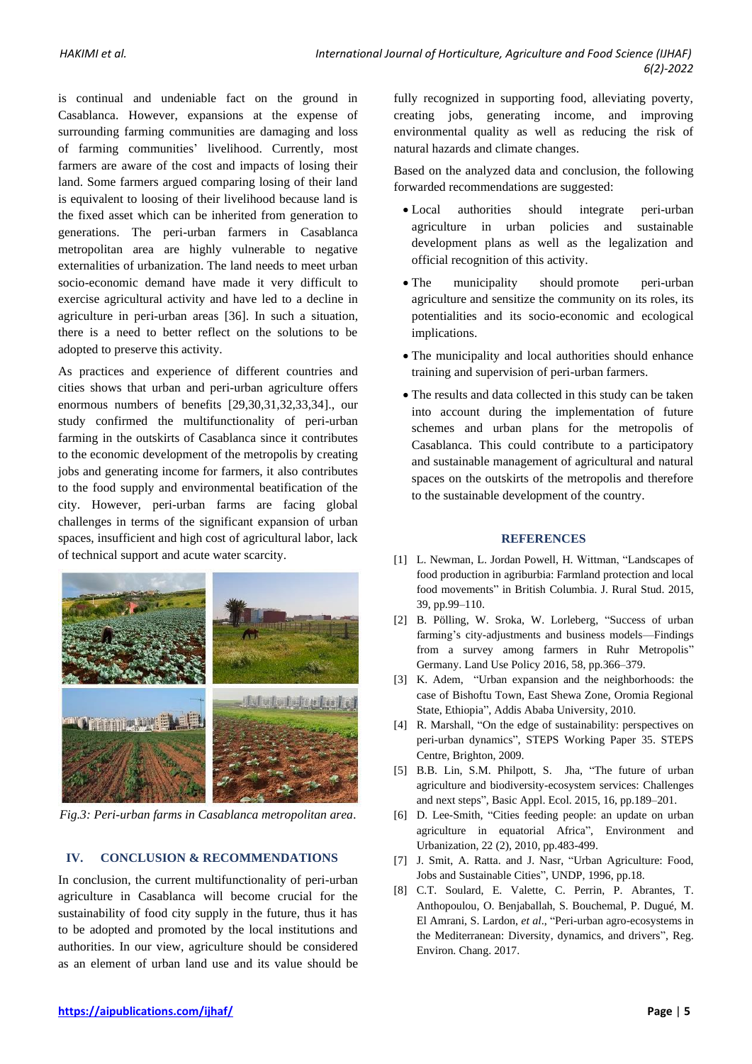is continual and undeniable fact on the ground in Casablanca. However, expansions at the expense of surrounding farming communities are damaging and loss of farming communities' livelihood. Currently, most farmers are aware of the cost and impacts of losing their land. Some farmers argued comparing losing of their land is equivalent to loosing of their livelihood because land is the fixed asset which can be inherited from generation to generations. The peri-urban farmers in Casablanca metropolitan area are highly vulnerable to negative externalities of urbanization. The land needs to meet urban socio-economic demand have made it very difficult to exercise agricultural activity and have led to a decline in agriculture in peri-urban areas [36]. In such a situation, there is a need to better reflect on the solutions to be adopted to preserve this activity.

As practices and experience of different countries and cities shows that urban and peri-urban agriculture offers enormous numbers of benefits [29,30,31,32,33,34]., our study confirmed the multifunctionality of peri-urban farming in the outskirts of Casablanca since it contributes to the economic development of the metropolis by creating jobs and generating income for farmers, it also contributes to the food supply and environmental beatification of the city. However, peri-urban farms are facing global challenges in terms of the significant expansion of urban spaces, insufficient and high cost of agricultural labor, lack of technical support and acute water scarcity.

*Fig.3: Peri-urban farms in Casablanca metropolitan area.*

## IV. CONCLUSION & RECOMMENDATIONS

In conclusion, the current multifunctionality of peri-urban agriculture in Casablanca will become crucial for the sustainability of food city supply in the future, thus it has to be adopted and promoted by the local institutions and authorities. In our view, agriculture should be considered as an element of urban land use and its value should be fully recognized in supporting food, alleviating poverty, creating jobs, generating income, and improving environmental quality as well as reducing the risk of natural hazards and climate changes.

Based on the analyzed data and conclusion, the following forwarded recommendations are suggested:

- Local authorities should integrate peri-urban agriculture in urban policies and sustainable development plans as well as the legalization and official recognition of this activity.
- The municipality should promote peri-urban agriculture and sensitize the community on its roles, its potentialities and its socio-economic and ecological implications.
- The municipality and local authorities should enhance training and supervision of peri-urban farmers.
- The results and data collected in this study can be taken into account during the implementation of future schemes and urban plans for the metropolis of Casablanca. This could contribute to a participatory and sustainable management of agricultural and natural spaces on the outskirts of the metropolis and therefore to the sustainable development of the country.

## REFERENCES

[1] L. Newman, L. Jordan Powell, H. Wittman, "Landscapes of food production in agriburbia: Farmland protection and local food movements" in British Columbia. J. Rural Stud. 2015, 39, pp.99–110.

[2] B. Pölling, W. Sroka, W. Lorleberg, "Success of urban farming's city-adjustments and business models—Findings from a survey among farmers in Ruhr Metropolis" Germany. Land Use Policy 2016, 58, pp.366–379.

[3] K. Adem, "Urban expansion and the neighborhoods: the case of Bishoftu Town, East Shewa Zone, Oromia Regional State, Ethiopia", Addis Ababa University, 2010.

[4] R. Marshall, "On the edge of sustainability: perspectives on peri-urban dynamics", STEPS Working Paper 35. STEPS Centre, Brighton, 2009.

[5] B.B. Lin, S.M. Philpott, S. Jha, "The future of urban agriculture and biodiversity-ecosystem services: Challenges and next steps", Basic Appl. Ecol. 2015, 16, pp.189–201.

[6] D. Lee-Smith, "Cities feeding people: an update on urban agriculture in equatorial Africa", Environment and Urbanization, 22 (2), 2010, pp.483-499.

[7] J. Smit, A. Ratta. and J. Nasr, "Urban Agriculture: Food, Jobs and Sustainable Cities", UNDP, 1996, pp.18.

[8] C.T. Soulard, E. Valette, C. Perrin, P. Abrantes, T. Anthopoulou, O. Benjaballah, S. Bouchemal, P. Dugué, M. El Amrani, S. Lardon, *et al*., "Peri-urban agro-ecosystems in the Mediterranean: Diversity, dynamics, and drivers", Reg. Environ. Chang. 2017.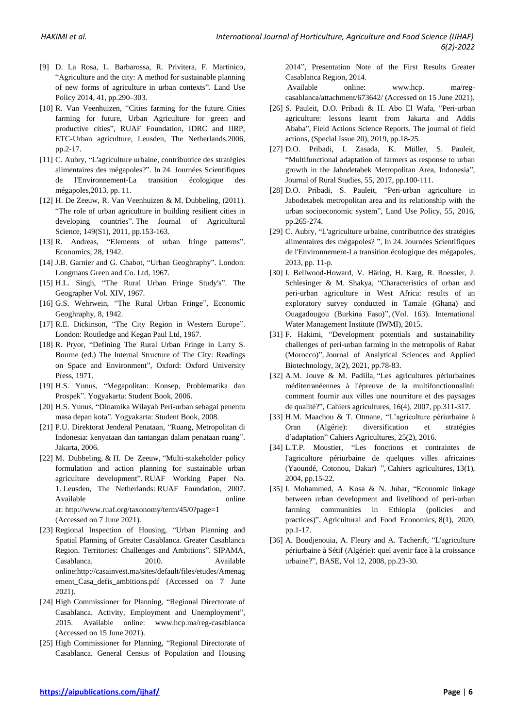[9] D. La Rosa, L. Barbarossa, R. Privitera, F. Martinico, "Agriculture and the city: A method for sustainable planning of new forms of agriculture in urban contexts". Land Use Policy 2014, 41, pp.290–303.

[10] R. Van Veenhuizen, "Cities farming for the future. Cities farming for future, Urban Agriculture for green and productive cities", RUAF Foundation, IDRC and IIRP, ETC-Urban agriculture, Leusden, The Netherlands.2006, pp.2-17.

[11] C. Aubry, "L'agriculture urbaine, contributrice des stratégies alimentaires des mégapoles?". In 24. Journées Scientifiques de l'Environnement-La transition écologique des mégapoles,2013, pp. 11.

[12] H. De Zeeuw, R. Van Veenhuizen & M. Dubbeling, (2011). "The role of urban agriculture in building resilient cities in developing countries". The Journal of Agricultural Science, 149(S1), 2011, pp.153-163.

[13] R. Andreas, "Elements of urban fringe patterns". Economics, 28, 1942.

[14] J.B. Garnier and G. Chabot, "Urban Geoghraphy". London: Longmans Green and Co. Ltd, 1967.

[15] H.L. Singh, "The Rural Urban Fringe Study's". The Geographer Vol. XIV, 1967.

[16] G.S. Wehrwein, "The Rural Urban Fringe", Economic Geoghraphy, 8, 1942.

[17] R.E. Dickinson, "The City Region in Western Europe". London: Routledge and Kegan Paul Ltd, 1967.

[18] R. Pryor, "Defining The Rural Urban Fringe in Larry S. Bourne (ed.) The Internal Structure of The City: Readings on Space and Environment", Oxford: Oxford University Press, 1971.

[19] H.S. Yunus, "Megapolitan: Konsep, Problematika dan Prospek". Yogyakarta: Student Book, 2006.

[20] H.S. Yunus, "Dinamika Wilayah Peri-urban sebagai penentu masa depan kota". Yogyakarta: Student Book, 2008.

[21] P.U. Direktorat Jenderal Penataan, "Ruang, Metropolitan di Indonesia: kenyataan dan tantangan dalam penataan ruang". Jakarta, 2006.

[22] M. Dubbeling, & H. De Zeeuw, "Multi-stakeholder policy formulation and action planning for sustainable urban agriculture development". RUAF Working Paper No. 1. Leusden, The Netherlands: RUAF Foundation, 2007. Available online at: http://www.ruaf.org/taxonomy/term/45/0?page=1 (Accessed on 7 June 2021).

[23] Regional Inspection of Housing, "Urban Planning and Spatial Planning of Greater Casablanca. Greater Casablanca Region. Territories: Challenges and Ambitions". SIPAMA, Casablanca. 2010. Available online:http://casainvest.ma/sites/default/files/etudes/Amenagement_Casa_defis_ambitions.pdf (Accessed on 7 June 2021).

[24] High Commissioner for Planning, "Regional Directorate of Casablanca. Activity, Employment and Unemployment", 2015. Available online: www.hcp.ma/reg-casablanca (Accessed on 15 June 2021).

[25] High Commissioner for Planning, "Regional Directorate of Casablanca. General Census of Population and Housing 2014", Presentation Note of the First Results Greater Casablanca Region, 2014. Available online: www.hcp. ma/reg-casablanca/attachment/673642/ (Accessed on 15 June 2021).

[26] S. Pauleit, D.O. Pribadi & H. Abo El Wafa, "Peri-urban agriculture: lessons learnt from Jakarta and Addis Ababa", Field Actions Science Reports. The journal of field actions, (Special Issue 20), 2019, pp.18-25.

[27] D.O. Pribadi, I. Zasada, K. Müller, S. Pauleit, "Multifunctional adaptation of farmers as response to urban growth in the Jabodetabek Metropolitan Area, Indonesia", Journal of Rural Studies, 55, 2017, pp.100-111.

[28] D.O. Pribadi, S. Pauleit, "Peri-urban agriculture in Jabodetabek metropolitan area and its relationship with the urban socioeconomic system", Land Use Policy, 55, 2016, pp.265-274.

[29] C. Aubry, "L'agriculture urbaine, contributrice des stratégies alimentaires des mégapoles? ", In 24. Journées Scientifiques de l'Environnement-La transition écologique des mégapoles, 2013, pp. 11-p.

[30] I. Bellwood-Howard, V. Häring, H. Karg, R. Roessler, J. Schlesinger & M. Shakya, "Characteristics of urban and peri-urban agriculture in West Africa: results of an exploratory survey conducted in Tamale (Ghana) and Ouagadougou (Burkina Faso)", (Vol. 163). International Water Management Institute (IWMI), 2015.

[31] F. Hakimi, "Development potentials and sustainability challenges of peri-urban farming in the metropolis of Rabat (Morocco)", Journal of Analytical Sciences and Applied Biotechnology, 3(2), 2021, pp.78-83.

[32] A.M. Jouve & M. Padilla, "Les agricultures périurbaines méditerranéennes à l'épreuve de la multifonctionnalité: comment fournir aux villes une nourriture et des paysages de qualité?", Cahiers agricultures, 16(4), 2007, pp.311-317.

[33] H.M. Maachou & T. Otmane, "L'agriculture périurbaine à Oran (Algérie): diversification et stratégies d'adaptation" Cahiers Agricultures, 25(2), 2016.

[34] L.T.P. Moustier, "Les fonctions et contraintes de l'agriculture périurbaine de quelques villes africaines (Yaoundé, Cotonou, Dakar) ", Cahiers agricultures, 13(1), 2004, pp.15-22.

[35] I. Mohammed, A. Kosa & N. Juhar, "Economic linkage between urban development and livelihood of peri-urban farming communities in Ethiopia (policies and practices)", Agricultural and Food Economics, 8(1), 2020, pp.1-17.

[36] A. Boudjenouia, A. Fleury and A. Tacherift, "L'agriculture périurbaine à Sétif (Algérie): quel avenir face à la croissance urbaine?", BASE, Vol 12, 2008, pp.23-30.